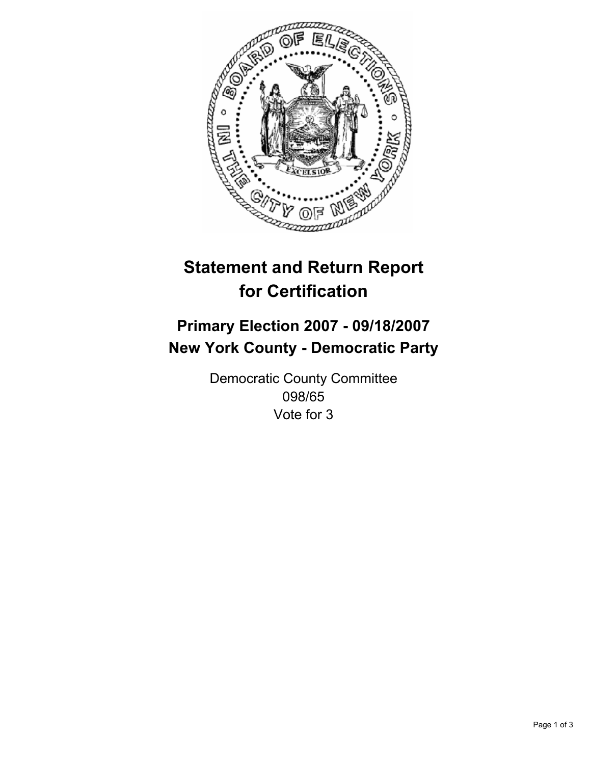# Statement and Return Report for Certification

## Primary Election 2007 - 09/18/2007
## New York County - Democratic Party

Democratic County Committee
098/65
Vote for 3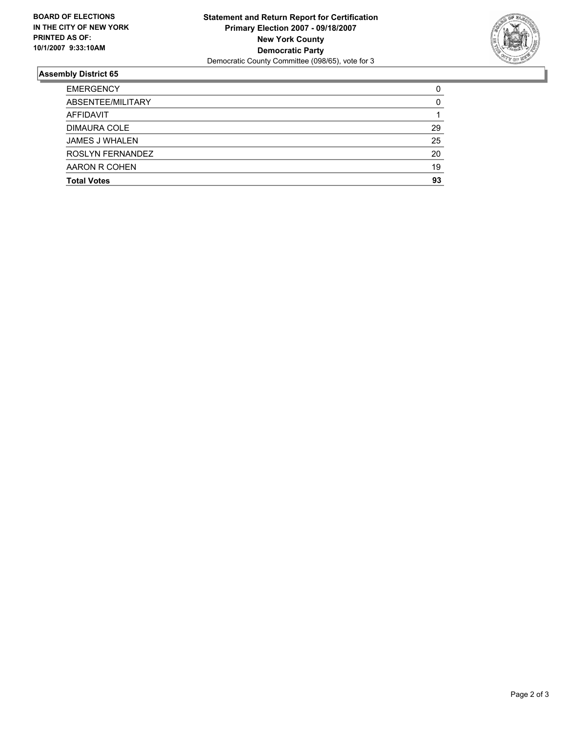**BOARD OF ELECTIONS IN THE CITY OF NEW YORK PRINTED AS OF: 10/1/2007 9:33:10AM**

**Statement and Return Report for Certification**
**Primary Election 2007 - 09/18/2007**
**New York County**
**Democratic Party**
Democratic County Committee (098/65), vote for 3

## Assembly District 65

| | |
|---|---|
| EMERGENCY | 0 |
| ABSENTEE/MILITARY | 0 |
| AFFIDAVIT | 1 |
| DIMAURA COLE | 29 |
| JAMES J WHALEN | 25 |
| ROSLYN FERNANDEZ | 20 |
| AARON R COHEN | 19 |
| **Total Votes** | **93** |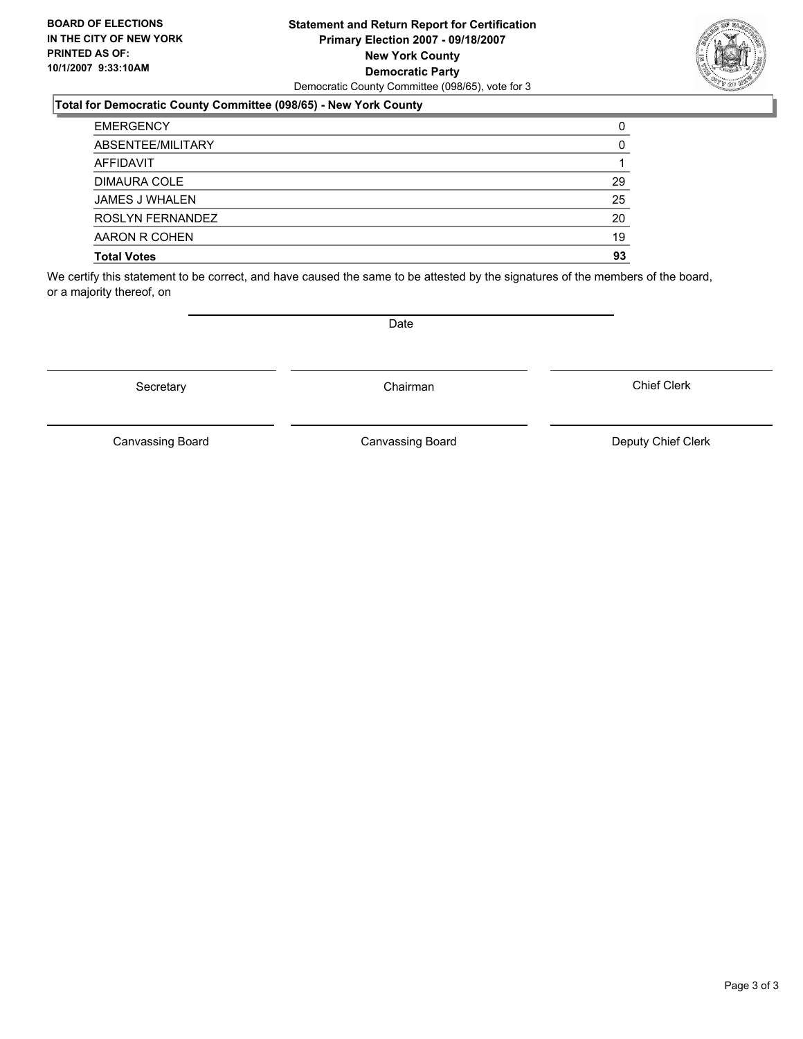**BOARD OF ELECTIONS IN THE CITY OF NEW YORK PRINTED AS OF: 10/1/2007 9:33:10AM**

**Statement and Return Report for Certification**
**Primary Election 2007 - 09/18/2007**
**New York County**
**Democratic Party**
Democratic County Committee (098/65), vote for 3

### Total for Democratic County Committee (098/65) - New York County

| | |
|---|---|
| EMERGENCY | 0 |
| ABSENTEE/MILITARY | 0 |
| AFFIDAVIT | 1 |
| DIMAURA COLE | 29 |
| JAMES J WHALEN | 25 |
| ROSLYN FERNANDEZ | 20 |
| AARON R COHEN | 19 |
| **Total Votes** | **93** |

We certify this statement to be correct, and have caused the same to be attested by the signatures of the members of the board, or a majority thereof, on

Date

Secretary

Chairman

Chief Clerk

Canvassing Board

Canvassing Board

Deputy Chief Clerk